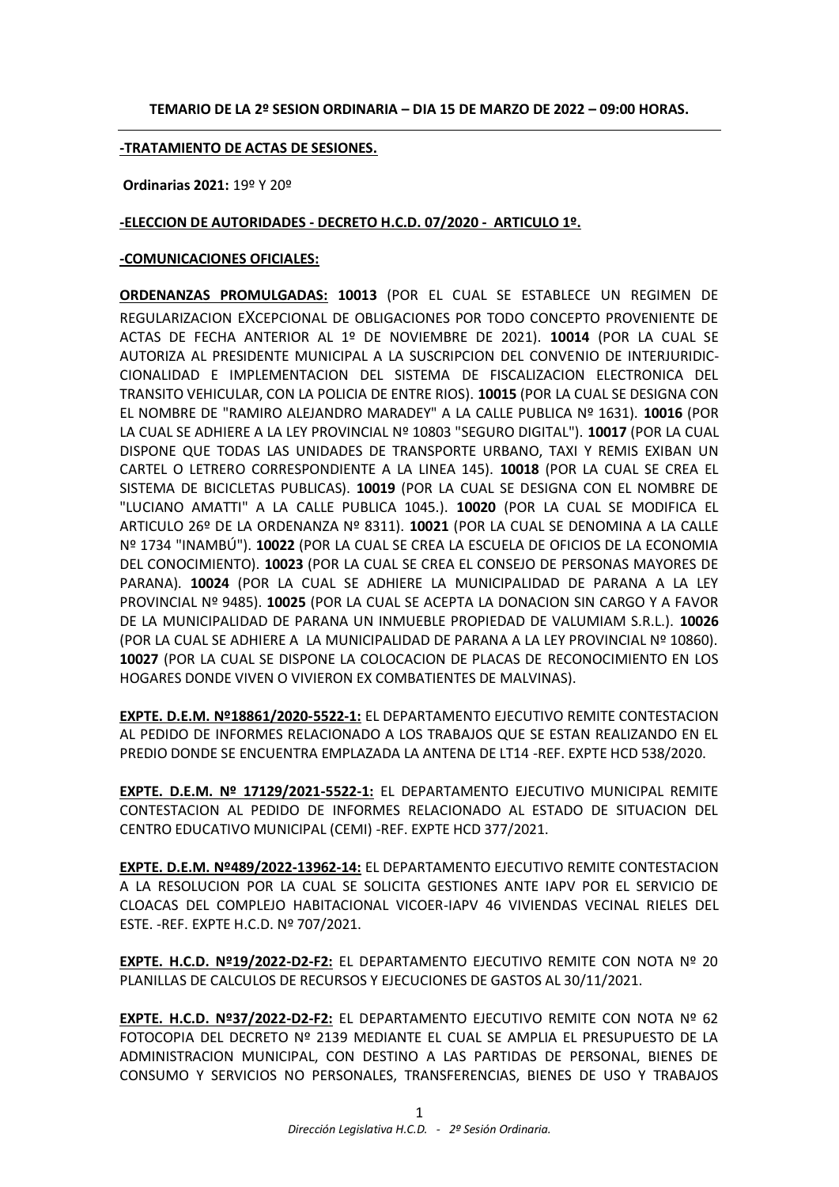**TEMARIO DE LA 2º SESION ORDINARIA – DIA 15 DE MARZO DE 2022 – 09:00 HORAS.**

---

**-TRATAMIENTO DE ACTAS DE SESIONES.**

**Ordinarias 2021:** 19º Y 20º

**-ELECCION DE AUTORIDADES - DECRETO H.C.D. 07/2020 - ARTICULO 1º.**

**-COMUNICACIONES OFICIALES:**

**ORDENANZAS PROMULGADAS: 10013** (POR EL CUAL SE ESTABLECE UN REGIMEN DE REGULARIZACION EXCEPCIONAL DE OBLIGACIONES POR TODO CONCEPTO PROVENIENTE DE ACTAS DE FECHA ANTERIOR AL 1º DE NOVIEMBRE DE 2021). **10014** (POR LA CUAL SE AUTORIZA AL PRESIDENTE MUNICIPAL A LA SUSCRIPCION DEL CONVENIO DE INTERJURIDIC-CIONALIDAD E IMPLEMENTACION DEL SISTEMA DE FISCALIZACION ELECTRONICA DEL TRANSITO VEHICULAR, CON LA POLICIA DE ENTRE RIOS). **10015** (POR LA CUAL SE DESIGNA CON EL NOMBRE DE "RAMIRO ALEJANDRO MARADEY" A LA CALLE PUBLICA Nº 1631). **10016** (POR LA CUAL SE ADHIERE A LA LEY PROVINCIAL Nº 10803 "SEGURO DIGITAL"). **10017** (POR LA CUAL DISPONE QUE TODAS LAS UNIDADES DE TRANSPORTE URBANO, TAXI Y REMIS EXIBAN UN CARTEL O LETRERO CORRESPONDIENTE A LA LINEA 145). **10018** (POR LA CUAL SE CREA EL SISTEMA DE BICICLETAS PUBLICAS). **10019** (POR LA CUAL SE DESIGNA CON EL NOMBRE DE "LUCIANO AMATTI" A LA CALLE PUBLICA 1045.). **10020** (POR LA CUAL SE MODIFICA EL ARTICULO 26º DE LA ORDENANZA Nº 8311). **10021** (POR LA CUAL SE DENOMINA A LA CALLE Nº 1734 "INAMBÚ"). **10022** (POR LA CUAL SE CREA LA ESCUELA DE OFICIOS DE LA ECONOMIA DEL CONOCIMIENTO). **10023** (POR LA CUAL SE CREA EL CONSEJO DE PERSONAS MAYORES DE PARANA). **10024** (POR LA CUAL SE ADHIERE LA MUNICIPALIDAD DE PARANA A LA LEY PROVINCIAL Nº 9485). **10025** (POR LA CUAL SE ACEPTA LA DONACION SIN CARGO Y A FAVOR DE LA MUNICIPALIDAD DE PARANA UN INMUEBLE PROPIEDAD DE VALUMIAM S.R.L.). **10026** (POR LA CUAL SE ADHIERE A LA MUNICIPALIDAD DE PARANA A LA LEY PROVINCIAL Nº 10860). **10027** (POR LA CUAL SE DISPONE LA COLOCACION DE PLACAS DE RECONOCIMIENTO EN LOS HOGARES DONDE VIVEN O VIVIERON EX COMBATIENTES DE MALVINAS).

**EXPTE. D.E.M. Nº18861/2020-5522-1:** EL DEPARTAMENTO EJECUTIVO REMITE CONTESTACION AL PEDIDO DE INFORMES RELACIONADO A LOS TRABAJOS QUE SE ESTAN REALIZANDO EN EL PREDIO DONDE SE ENCUENTRA EMPLAZADA LA ANTENA DE LT14 -REF. EXPTE HCD 538/2020.

**EXPTE. D.E.M. Nº 17129/2021-5522-1:** EL DEPARTAMENTO EJECUTIVO MUNICIPAL REMITE CONTESTACION AL PEDIDO DE INFORMES RELACIONADO AL ESTADO DE SITUACION DEL CENTRO EDUCATIVO MUNICIPAL (CEMI) -REF. EXPTE HCD 377/2021.

**EXPTE. D.E.M. Nº489/2022-13962-14:** EL DEPARTAMENTO EJECUTIVO REMITE CONTESTACION A LA RESOLUCION POR LA CUAL SE SOLICITA GESTIONES ANTE IAPV POR EL SERVICIO DE CLOACAS DEL COMPLEJO HABITACIONAL VICOER-IAPV 46 VIVIENDAS VECINAL RIELES DEL ESTE. -REF. EXPTE H.C.D. Nº 707/2021.

**EXPTE. H.C.D. Nº19/2022-D2-F2:** EL DEPARTAMENTO EJECUTIVO REMITE CON NOTA Nº 20 PLANILLAS DE CALCULOS DE RECURSOS Y EJECUCIONES DE GASTOS AL 30/11/2021.

**EXPTE. H.C.D. Nº37/2022-D2-F2:** EL DEPARTAMENTO EJECUTIVO REMITE CON NOTA Nº 62 FOTOCOPIA DEL DECRETO Nº 2139 MEDIANTE EL CUAL SE AMPLIA EL PRESUPUESTO DE LA ADMINISTRACION MUNICIPAL, CON DESTINO A LAS PARTIDAS DE PERSONAL, BIENES DE CONSUMO Y SERVICIOS NO PERSONALES, TRANSFERENCIAS, BIENES DE USO Y TRABAJOS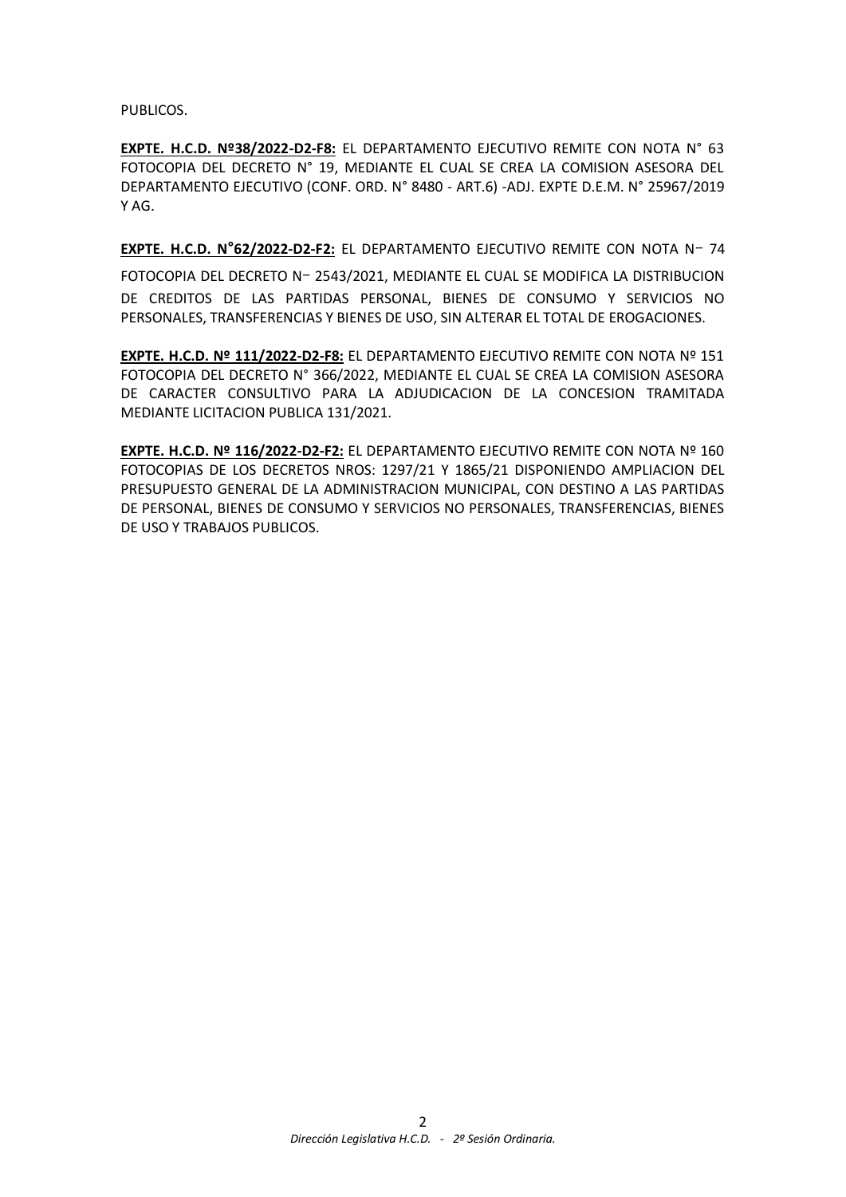PUBLICOS.

**EXPTE. H.C.D. Nº38/2022-D2-F8:** EL DEPARTAMENTO EJECUTIVO REMITE CON NOTA N° 63 FOTOCOPIA DEL DECRETO N° 19, MEDIANTE EL CUAL SE CREA LA COMISION ASESORA DEL DEPARTAMENTO EJECUTIVO (CONF. ORD. N° 8480 - ART.6) -ADJ. EXPTE D.E.M. N° 25967/2019 Y AG.

**EXPTE. H.C.D. N°62/2022-D2-F2:** EL DEPARTAMENTO EJECUTIVO REMITE CON NOTA N− 74 FOTOCOPIA DEL DECRETO N− 2543/2021, MEDIANTE EL CUAL SE MODIFICA LA DISTRIBUCION DE CREDITOS DE LAS PARTIDAS PERSONAL, BIENES DE CONSUMO Y SERVICIOS NO PERSONALES, TRANSFERENCIAS Y BIENES DE USO, SIN ALTERAR EL TOTAL DE EROGACIONES.

**EXPTE. H.C.D. Nº 111/2022-D2-F8:** EL DEPARTAMENTO EJECUTIVO REMITE CON NOTA Nº 151 FOTOCOPIA DEL DECRETO N° 366/2022, MEDIANTE EL CUAL SE CREA LA COMISION ASESORA DE CARACTER CONSULTIVO PARA LA ADJUDICACION DE LA CONCESION TRAMITADA MEDIANTE LICITACION PUBLICA 131/2021.

**EXPTE. H.C.D. Nº 116/2022-D2-F2:** EL DEPARTAMENTO EJECUTIVO REMITE CON NOTA Nº 160 FOTOCOPIAS DE LOS DECRETOS NROS: 1297/21 Y 1865/21 DISPONIENDO AMPLIACION DEL PRESUPUESTO GENERAL DE LA ADMINISTRACION MUNICIPAL, CON DESTINO A LAS PARTIDAS DE PERSONAL, BIENES DE CONSUMO Y SERVICIOS NO PERSONALES, TRANSFERENCIAS, BIENES DE USO Y TRABAJOS PUBLICOS.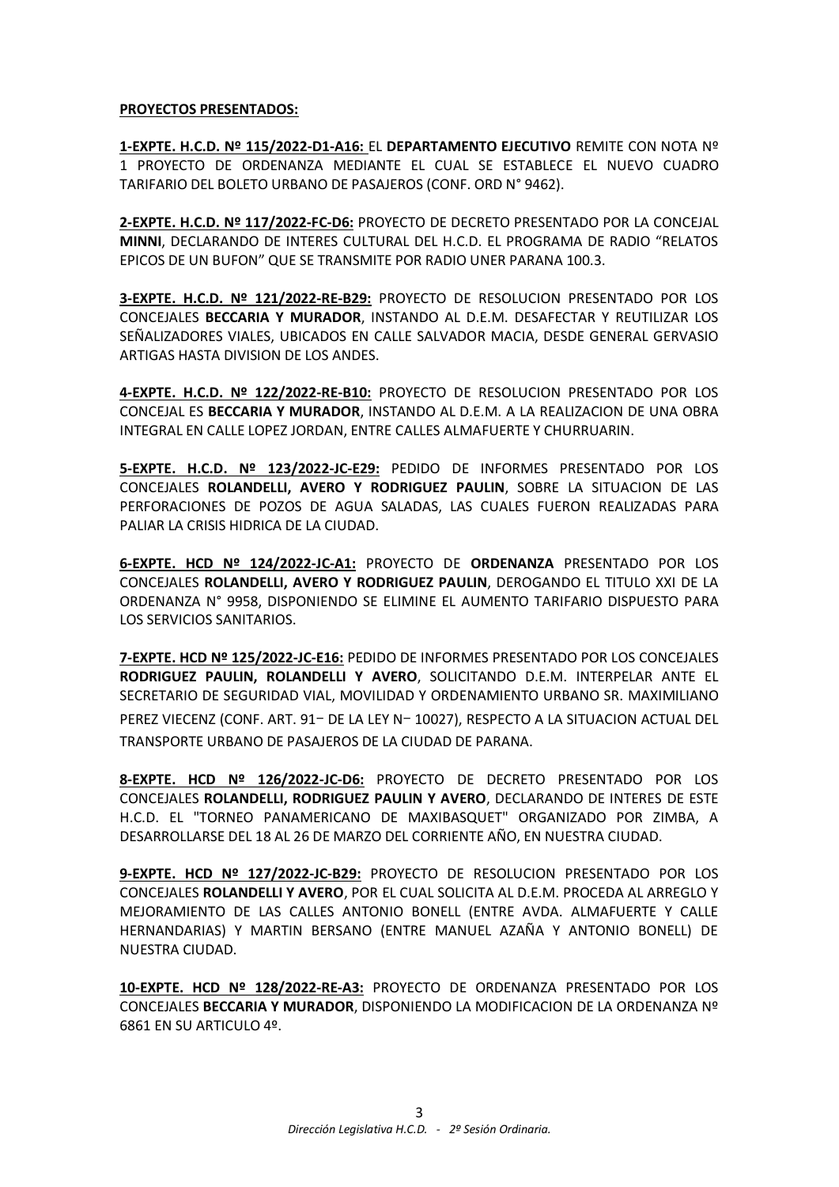**PROYECTOS PRESENTADOS:**

**1-EXPTE. H.C.D. Nº 115/2022-D1-A16:** EL **DEPARTAMENTO EJECUTIVO** REMITE CON NOTA Nº 1 PROYECTO DE ORDENANZA MEDIANTE EL CUAL SE ESTABLECE EL NUEVO CUADRO TARIFARIO DEL BOLETO URBANO DE PASAJEROS (CONF. ORD N° 9462).

**2-EXPTE. H.C.D. Nº 117/2022-FC-D6:** PROYECTO DE DECRETO PRESENTADO POR LA CONCEJAL **MINNI**, DECLARANDO DE INTERES CULTURAL DEL H.C.D. EL PROGRAMA DE RADIO "RELATOS EPICOS DE UN BUFON" QUE SE TRANSMITE POR RADIO UNER PARANA 100.3.

**3-EXPTE. H.C.D. Nº 121/2022-RE-B29:** PROYECTO DE RESOLUCION PRESENTADO POR LOS CONCEJALES **BECCARIA Y MURADOR**, INSTANDO AL D.E.M. DESAFECTAR Y REUTILIZAR LOS SEÑALIZADORES VIALES, UBICADOS EN CALLE SALVADOR MACIA, DESDE GENERAL GERVASIO ARTIGAS HASTA DIVISION DE LOS ANDES.

**4-EXPTE. H.C.D. Nº 122/2022-RE-B10:** PROYECTO DE RESOLUCION PRESENTADO POR LOS CONCEJAL ES **BECCARIA Y MURADOR**, INSTANDO AL D.E.M. A LA REALIZACION DE UNA OBRA INTEGRAL EN CALLE LOPEZ JORDAN, ENTRE CALLES ALMAFUERTE Y CHURRUARIN.

**5-EXPTE. H.C.D. Nº 123/2022-JC-E29:** PEDIDO DE INFORMES PRESENTADO POR LOS CONCEJALES **ROLANDELLI, AVERO Y RODRIGUEZ PAULIN**, SOBRE LA SITUACION DE LAS PERFORACIONES DE POZOS DE AGUA SALADAS, LAS CUALES FUERON REALIZADAS PARA PALIAR LA CRISIS HIDRICA DE LA CIUDAD.

**6-EXPTE. HCD Nº 124/2022-JC-A1:** PROYECTO DE **ORDENANZA** PRESENTADO POR LOS CONCEJALES **ROLANDELLI, AVERO Y RODRIGUEZ PAULIN**, DEROGANDO EL TITULO XXI DE LA ORDENANZA N° 9958, DISPONIENDO SE ELIMINE EL AUMENTO TARIFARIO DISPUESTO PARA LOS SERVICIOS SANITARIOS.

**7-EXPTE. HCD Nº 125/2022-JC-E16:** PEDIDO DE INFORMES PRESENTADO POR LOS CONCEJALES **RODRIGUEZ PAULIN, ROLANDELLI Y AVERO**, SOLICITANDO D.E.M. INTERPELAR ANTE EL SECRETARIO DE SEGURIDAD VIAL, MOVILIDAD Y ORDENAMIENTO URBANO SR. MAXIMILIANO PEREZ VIECENZ (CONF. ART. 91− DE LA LEY N− 10027), RESPECTO A LA SITUACION ACTUAL DEL TRANSPORTE URBANO DE PASAJEROS DE LA CIUDAD DE PARANA.

**8-EXPTE. HCD Nº 126/2022-JC-D6:** PROYECTO DE DECRETO PRESENTADO POR LOS CONCEJALES **ROLANDELLI, RODRIGUEZ PAULIN Y AVERO**, DECLARANDO DE INTERES DE ESTE H.C.D. EL "TORNEO PANAMERICANO DE MAXIBASQUET" ORGANIZADO POR ZIMBA, A DESARROLLARSE DEL 18 AL 26 DE MARZO DEL CORRIENTE AÑO, EN NUESTRA CIUDAD.

**9-EXPTE. HCD Nº 127/2022-JC-B29:** PROYECTO DE RESOLUCION PRESENTADO POR LOS CONCEJALES **ROLANDELLI Y AVERO**, POR EL CUAL SOLICITA AL D.E.M. PROCEDA AL ARREGLO Y MEJORAMIENTO DE LAS CALLES ANTONIO BONELL (ENTRE AVDA. ALMAFUERTE Y CALLE HERNANDARIAS) Y MARTIN BERSANO (ENTRE MANUEL AZAÑA Y ANTONIO BONELL) DE NUESTRA CIUDAD.

**10-EXPTE. HCD Nº 128/2022-RE-A3:** PROYECTO DE ORDENANZA PRESENTADO POR LOS CONCEJALES **BECCARIA Y MURADOR**, DISPONIENDO LA MODIFICACION DE LA ORDENANZA Nº 6861 EN SU ARTICULO 4º.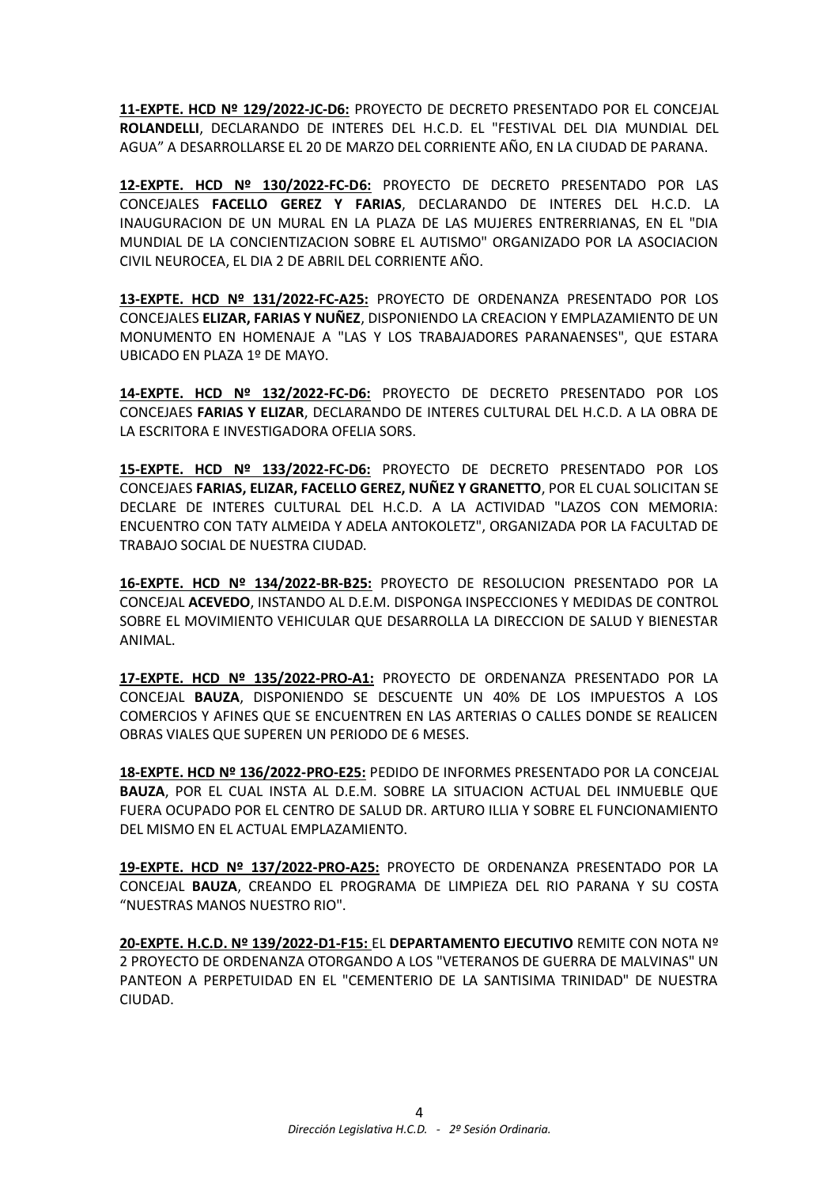**11-EXPTE. HCD Nº 129/2022-JC-D6:** PROYECTO DE DECRETO PRESENTADO POR EL CONCEJAL **ROLANDELLI**, DECLARANDO DE INTERES DEL H.C.D. EL "FESTIVAL DEL DIA MUNDIAL DEL AGUA" A DESARROLLARSE EL 20 DE MARZO DEL CORRIENTE AÑO, EN LA CIUDAD DE PARANA.

**12-EXPTE. HCD Nº 130/2022-FC-D6:** PROYECTO DE DECRETO PRESENTADO POR LAS CONCEJALES **FACELLO GEREZ Y FARIAS**, DECLARANDO DE INTERES DEL H.C.D. LA INAUGURACION DE UN MURAL EN LA PLAZA DE LAS MUJERES ENTRERRIANAS, EN EL "DIA MUNDIAL DE LA CONCIENTIZACION SOBRE EL AUTISMO" ORGANIZADO POR LA ASOCIACION CIVIL NEUROCEA, EL DIA 2 DE ABRIL DEL CORRIENTE AÑO.

**13-EXPTE. HCD Nº 131/2022-FC-A25:** PROYECTO DE ORDENANZA PRESENTADO POR LOS CONCEJALES **ELIZAR, FARIAS Y NUÑEZ**, DISPONIENDO LA CREACION Y EMPLAZAMIENTO DE UN MONUMENTO EN HOMENAJE A "LAS Y LOS TRABAJADORES PARANAENSES", QUE ESTARA UBICADO EN PLAZA 1º DE MAYO.

**14-EXPTE. HCD Nº 132/2022-FC-D6:** PROYECTO DE DECRETO PRESENTADO POR LOS CONCEJAES **FARIAS Y ELIZAR**, DECLARANDO DE INTERES CULTURAL DEL H.C.D. A LA OBRA DE LA ESCRITORA E INVESTIGADORA OFELIA SORS.

**15-EXPTE. HCD Nº 133/2022-FC-D6:** PROYECTO DE DECRETO PRESENTADO POR LOS CONCEJAES **FARIAS, ELIZAR, FACELLO GEREZ, NUÑEZ Y GRANETTO**, POR EL CUAL SOLICITAN SE DECLARE DE INTERES CULTURAL DEL H.C.D. A LA ACTIVIDAD "LAZOS CON MEMORIA: ENCUENTRO CON TATY ALMEIDA Y ADELA ANTOKOLETZ", ORGANIZADA POR LA FACULTAD DE TRABAJO SOCIAL DE NUESTRA CIUDAD.

**16-EXPTE. HCD Nº 134/2022-BR-B25:** PROYECTO DE RESOLUCION PRESENTADO POR LA CONCEJAL **ACEVEDO**, INSTANDO AL D.E.M. DISPONGA INSPECCIONES Y MEDIDAS DE CONTROL SOBRE EL MOVIMIENTO VEHICULAR QUE DESARROLLA LA DIRECCION DE SALUD Y BIENESTAR ANIMAL.

**17-EXPTE. HCD Nº 135/2022-PRO-A1:** PROYECTO DE ORDENANZA PRESENTADO POR LA CONCEJAL **BAUZA**, DISPONIENDO SE DESCUENTE UN 40% DE LOS IMPUESTOS A LOS COMERCIOS Y AFINES QUE SE ENCUENTREN EN LAS ARTERIAS O CALLES DONDE SE REALICEN OBRAS VIALES QUE SUPEREN UN PERIODO DE 6 MESES.

**18-EXPTE. HCD Nº 136/2022-PRO-E25:** PEDIDO DE INFORMES PRESENTADO POR LA CONCEJAL **BAUZA**, POR EL CUAL INSTA AL D.E.M. SOBRE LA SITUACION ACTUAL DEL INMUEBLE QUE FUERA OCUPADO POR EL CENTRO DE SALUD DR. ARTURO ILLIA Y SOBRE EL FUNCIONAMIENTO DEL MISMO EN EL ACTUAL EMPLAZAMIENTO.

**19-EXPTE. HCD Nº 137/2022-PRO-A25:** PROYECTO DE ORDENANZA PRESENTADO POR LA CONCEJAL **BAUZA**, CREANDO EL PROGRAMA DE LIMPIEZA DEL RIO PARANA Y SU COSTA "NUESTRAS MANOS NUESTRO RIO".

**20-EXPTE. H.C.D. Nº 139/2022-D1-F15:** EL **DEPARTAMENTO EJECUTIVO** REMITE CON NOTA Nº 2 PROYECTO DE ORDENANZA OTORGANDO A LOS "VETERANOS DE GUERRA DE MALVINAS" UN PANTEON A PERPETUIDAD EN EL "CEMENTERIO DE LA SANTISIMA TRINIDAD" DE NUESTRA CIUDAD.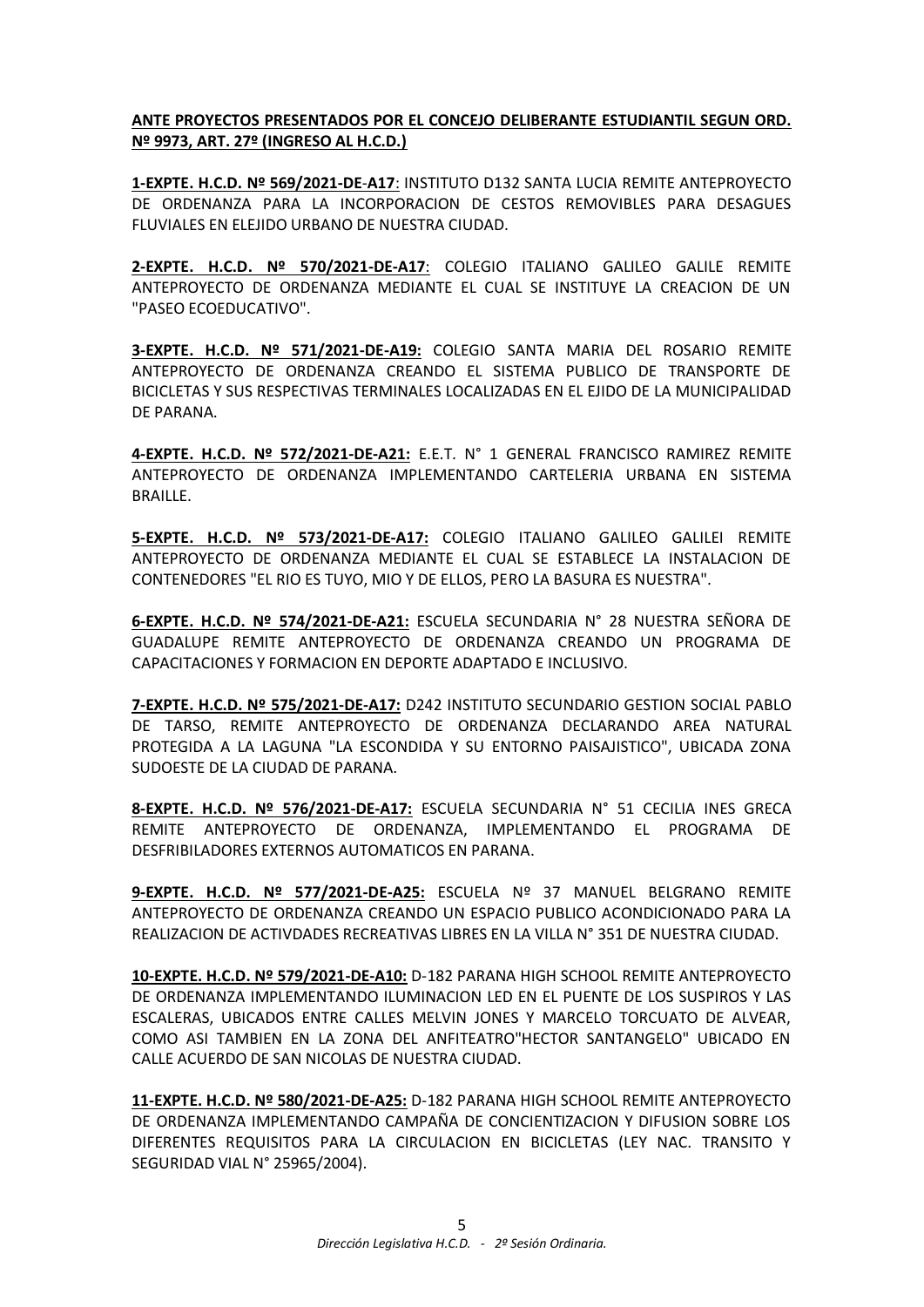**ANTE PROYECTOS PRESENTADOS POR EL CONCEJO DELIBERANTE ESTUDIANTIL SEGUN ORD. Nº 9973, ART. 27º (INGRESO AL H.C.D.)**

**1-EXPTE. H.C.D. Nº 569/2021-DE-A17**: INSTITUTO D132 SANTA LUCIA REMITE ANTEPROYECTO DE ORDENANZA PARA LA INCORPORACION DE CESTOS REMOVIBLES PARA DESAGUES FLUVIALES EN ELEJIDO URBANO DE NUESTRA CIUDAD.

**2-EXPTE. H.C.D. Nº 570/2021-DE-A17**: COLEGIO ITALIANO GALILEO GALILE REMITE ANTEPROYECTO DE ORDENANZA MEDIANTE EL CUAL SE INSTITUYE LA CREACION DE UN "PASEO ECOEDUCATIVO".

**3-EXPTE. H.C.D. Nº 571/2021-DE-A19:** COLEGIO SANTA MARIA DEL ROSARIO REMITE ANTEPROYECTO DE ORDENANZA CREANDO EL SISTEMA PUBLICO DE TRANSPORTE DE BICICLETAS Y SUS RESPECTIVAS TERMINALES LOCALIZADAS EN EL EJIDO DE LA MUNICIPALIDAD DE PARANA.

**4-EXPTE. H.C.D. Nº 572/2021-DE-A21:** E.E.T. N° 1 GENERAL FRANCISCO RAMIREZ REMITE ANTEPROYECTO DE ORDENANZA IMPLEMENTANDO CARTELERIA URBANA EN SISTEMA BRAILLE.

**5-EXPTE. H.C.D. Nº 573/2021-DE-A17:** COLEGIO ITALIANO GALILEO GALILEI REMITE ANTEPROYECTO DE ORDENANZA MEDIANTE EL CUAL SE ESTABLECE LA INSTALACION DE CONTENEDORES "EL RIO ES TUYO, MIO Y DE ELLOS, PERO LA BASURA ES NUESTRA".

**6-EXPTE. H.C.D. Nº 574/2021-DE-A21:** ESCUELA SECUNDARIA N° 28 NUESTRA SEÑORA DE GUADALUPE REMITE ANTEPROYECTO DE ORDENANZA CREANDO UN PROGRAMA DE CAPACITACIONES Y FORMACION EN DEPORTE ADAPTADO E INCLUSIVO.

**7-EXPTE. H.C.D. Nº 575/2021-DE-A17:** D242 INSTITUTO SECUNDARIO GESTION SOCIAL PABLO DE TARSO, REMITE ANTEPROYECTO DE ORDENANZA DECLARANDO AREA NATURAL PROTEGIDA A LA LAGUNA "LA ESCONDIDA Y SU ENTORNO PAISAJISTICO", UBICADA ZONA SUDOESTE DE LA CIUDAD DE PARANA.

**8-EXPTE. H.C.D. Nº 576/2021-DE-A17:** ESCUELA SECUNDARIA N° 51 CECILIA INES GRECA REMITE ANTEPROYECTO DE ORDENANZA, IMPLEMENTANDO EL PROGRAMA DE DESFRIBILADORES EXTERNOS AUTOMATICOS EN PARANA.

**9-EXPTE. H.C.D. Nº 577/2021-DE-A25:** ESCUELA Nº 37 MANUEL BELGRANO REMITE ANTEPROYECTO DE ORDENANZA CREANDO UN ESPACIO PUBLICO ACONDICIONADO PARA LA REALIZACION DE ACTIVDADES RECREATIVAS LIBRES EN LA VILLA N° 351 DE NUESTRA CIUDAD.

**10-EXPTE. H.C.D. Nº 579/2021-DE-A10:** D-182 PARANA HIGH SCHOOL REMITE ANTEPROYECTO DE ORDENANZA IMPLEMENTANDO ILUMINACION LED EN EL PUENTE DE LOS SUSPIROS Y LAS ESCALERAS, UBICADOS ENTRE CALLES MELVIN JONES Y MARCELO TORCUATO DE ALVEAR, COMO ASI TAMBIEN EN LA ZONA DEL ANFITEATRO"HECTOR SANTANGELO" UBICADO EN CALLE ACUERDO DE SAN NICOLAS DE NUESTRA CIUDAD.

**11-EXPTE. H.C.D. Nº 580/2021-DE-A25:** D-182 PARANA HIGH SCHOOL REMITE ANTEPROYECTO DE ORDENANZA IMPLEMENTANDO CAMPAÑA DE CONCIENTIZACION Y DIFUSION SOBRE LOS DIFERENTES REQUISITOS PARA LA CIRCULACION EN BICICLETAS (LEY NAC. TRANSITO Y SEGURIDAD VIAL N° 25965/2004).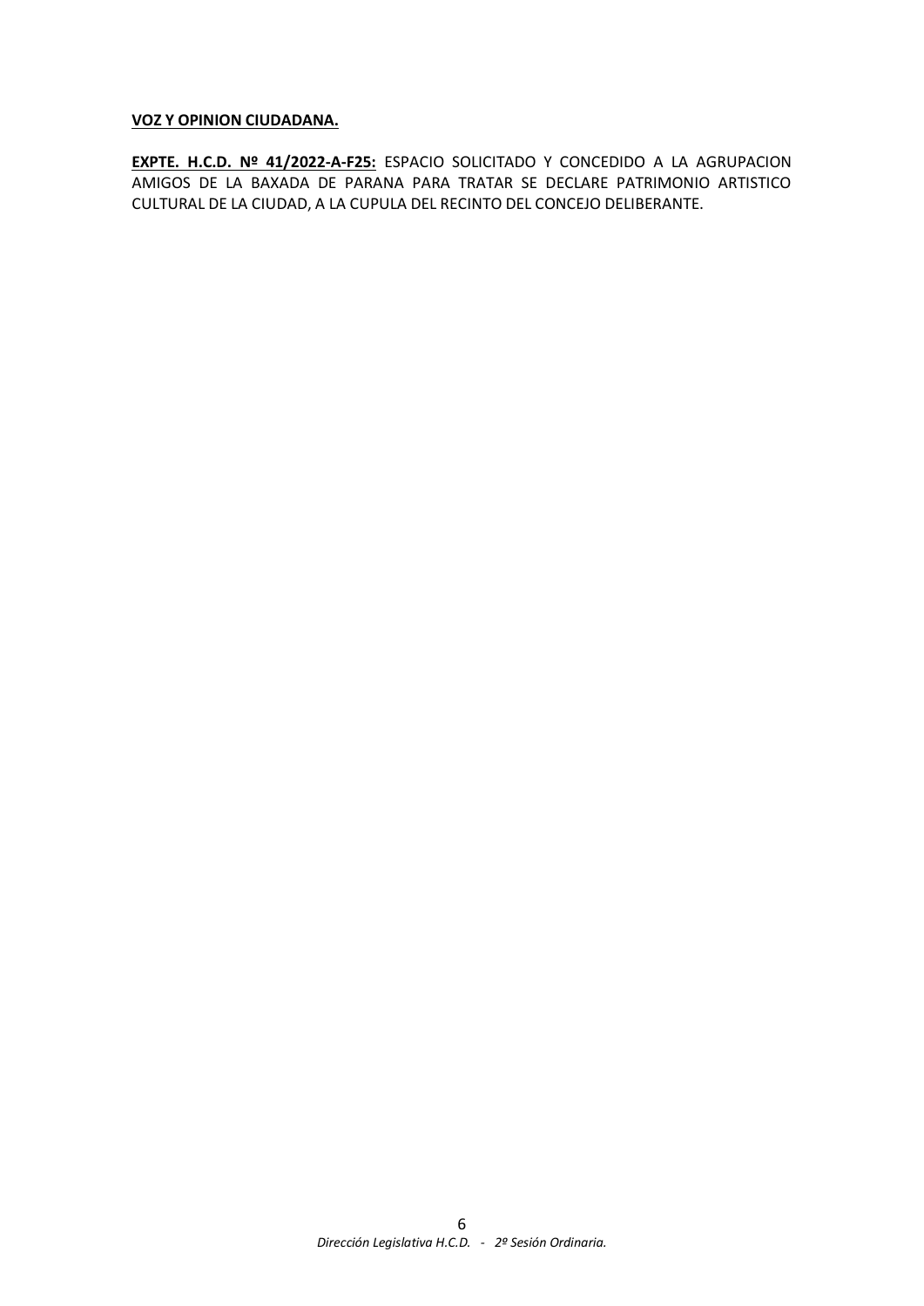**VOZ Y OPINION CIUDADANA.**

**EXPTE. H.C.D. Nº 41/2022-A-F25:** ESPACIO SOLICITADO Y CONCEDIDO A LA AGRUPACION AMIGOS DE LA BAXADA DE PARANA PARA TRATAR SE DECLARE PATRIMONIO ARTISTICO CULTURAL DE LA CIUDAD, A LA CUPULA DEL RECINTO DEL CONCEJO DELIBERANTE.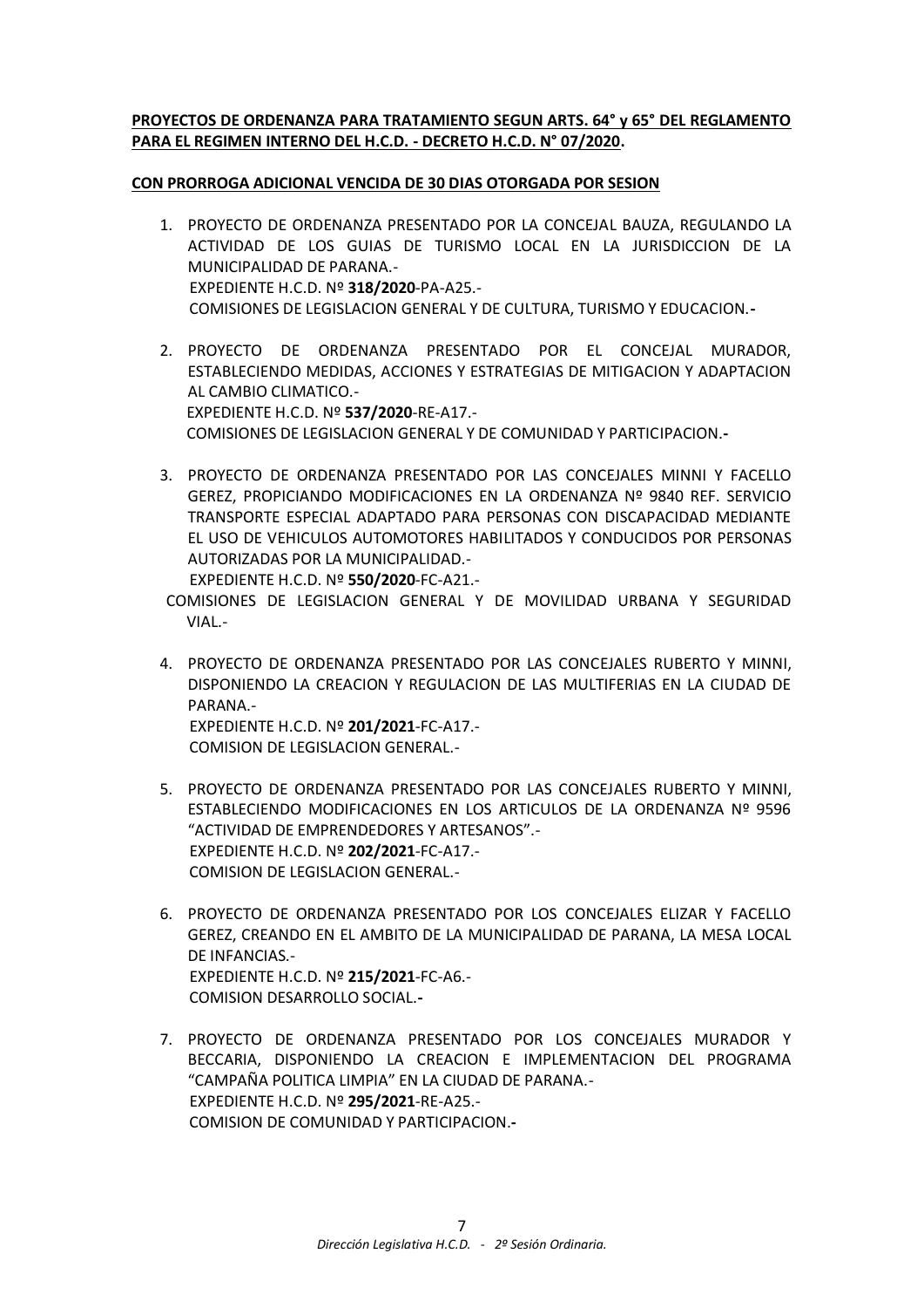**PROYECTOS DE ORDENANZA PARA TRATAMIENTO SEGUN ARTS. 64° y 65° DEL REGLAMENTO PARA EL REGIMEN INTERNO DEL H.C.D. - DECRETO H.C.D. N° 07/2020.**

**CON PRORROGA ADICIONAL VENCIDA DE 30 DIAS OTORGADA POR SESION**

1. PROYECTO DE ORDENANZA PRESENTADO POR LA CONCEJAL BAUZA, REGULANDO LA ACTIVIDAD DE LOS GUIAS DE TURISMO LOCAL EN LA JURISDICCION DE LA MUNICIPALIDAD DE PARANA.-
   EXPEDIENTE H.C.D. Nº **318/2020**-PA-A25.-
   COMISIONES DE LEGISLACION GENERAL Y DE CULTURA, TURISMO Y EDUCACION.**-**

2. PROYECTO DE ORDENANZA PRESENTADO POR EL CONCEJAL MURADOR, ESTABLECIENDO MEDIDAS, ACCIONES Y ESTRATEGIAS DE MITIGACION Y ADAPTACION AL CAMBIO CLIMATICO.-
   EXPEDIENTE H.C.D. Nº **537/2020**-RE-A17.-
   COMISIONES DE LEGISLACION GENERAL Y DE COMUNIDAD Y PARTICIPACION.**-**

3. PROYECTO DE ORDENANZA PRESENTADO POR LAS CONCEJALES MINNI Y FACELLO GEREZ, PROPICIANDO MODIFICACIONES EN LA ORDENANZA Nº 9840 REF. SERVICIO TRANSPORTE ESPECIAL ADAPTADO PARA PERSONAS CON DISCAPACIDAD MEDIANTE EL USO DE VEHICULOS AUTOMOTORES HABILITADOS Y CONDUCIDOS POR PERSONAS AUTORIZADAS POR LA MUNICIPALIDAD.-
   EXPEDIENTE H.C.D. Nº **550/2020**-FC-A21.-
   COMISIONES DE LEGISLACION GENERAL Y DE MOVILIDAD URBANA Y SEGURIDAD VIAL.-

4. PROYECTO DE ORDENANZA PRESENTADO POR LAS CONCEJALES RUBERTO Y MINNI, DISPONIENDO LA CREACION Y REGULACION DE LAS MULTIFERIAS EN LA CIUDAD DE PARANA.-
   EXPEDIENTE H.C.D. Nº **201/2021**-FC-A17.-
   COMISION DE LEGISLACION GENERAL.-

5. PROYECTO DE ORDENANZA PRESENTADO POR LAS CONCEJALES RUBERTO Y MINNI, ESTABLECIENDO MODIFICACIONES EN LOS ARTICULOS DE LA ORDENANZA Nº 9596 "ACTIVIDAD DE EMPRENDEDORES Y ARTESANOS".-
   EXPEDIENTE H.C.D. Nº **202/2021**-FC-A17.-
   COMISION DE LEGISLACION GENERAL.-

6. PROYECTO DE ORDENANZA PRESENTADO POR LOS CONCEJALES ELIZAR Y FACELLO GEREZ, CREANDO EN EL AMBITO DE LA MUNICIPALIDAD DE PARANA, LA MESA LOCAL DE INFANCIAS.-
   EXPEDIENTE H.C.D. Nº **215/2021**-FC-A6.-
   COMISION DESARROLLO SOCIAL.**-**

7. PROYECTO DE ORDENANZA PRESENTADO POR LOS CONCEJALES MURADOR Y BECCARIA, DISPONIENDO LA CREACION E IMPLEMENTACION DEL PROGRAMA "CAMPAÑA POLITICA LIMPIA" EN LA CIUDAD DE PARANA.-
   EXPEDIENTE H.C.D. Nº **295/2021**-RE-A25.-
   COMISION DE COMUNIDAD Y PARTICIPACION.**-**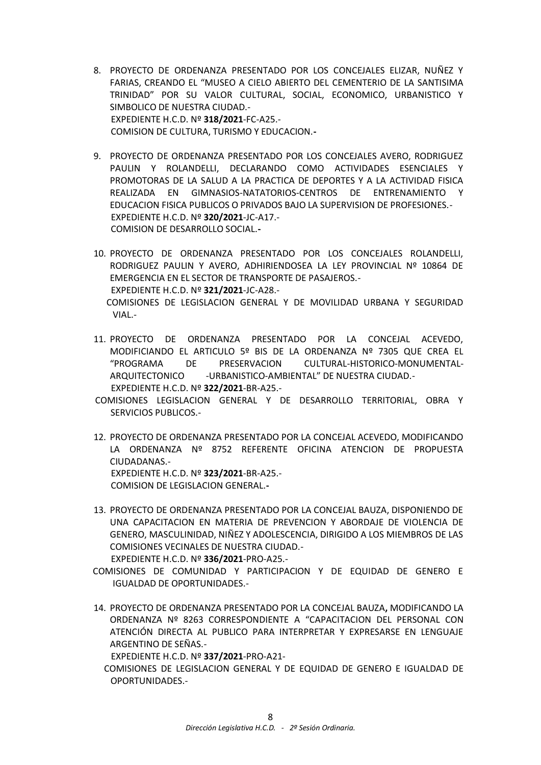8. PROYECTO DE ORDENANZA PRESENTADO POR LOS CONCEJALES ELIZAR, NUÑEZ Y FARIAS, CREANDO EL "MUSEO A CIELO ABIERTO DEL CEMENTERIO DE LA SANTISIMA TRINIDAD" POR SU VALOR CULTURAL, SOCIAL, ECONOMICO, URBANISTICO Y SIMBOLICO DE NUESTRA CIUDAD.-
   EXPEDIENTE H.C.D. Nº **318/2021**-FC-A25.-
   COMISION DE CULTURA, TURISMO Y EDUCACION.**-**

9. PROYECTO DE ORDENANZA PRESENTADO POR LOS CONCEJALES AVERO, RODRIGUEZ PAULIN Y ROLANDELLI, DECLARANDO COMO ACTIVIDADES ESENCIALES Y PROMOTORAS DE LA SALUD A LA PRACTICA DE DEPORTES Y A LA ACTIVIDAD FISICA REALIZADA EN GIMNASIOS-NATATORIOS-CENTROS DE ENTRENAMIENTO Y EDUCACION FISICA PUBLICOS O PRIVADOS BAJO LA SUPERVISION DE PROFESIONES.-
   EXPEDIENTE H.C.D. Nº **320/2021**-JC-A17.-
   COMISION DE DESARROLLO SOCIAL.**-**

10. PROYECTO DE ORDENANZA PRESENTADO POR LOS CONCEJALES ROLANDELLI, RODRIGUEZ PAULIN Y AVERO, ADHIRIENDOSEA LA LEY PROVINCIAL Nº 10864 DE EMERGENCIA EN EL SECTOR DE TRANSPORTE DE PASAJEROS.-
    EXPEDIENTE H.C.D. Nº **321/2021**-JC-A28.-
    COMISIONES DE LEGISLACION GENERAL Y DE MOVILIDAD URBANA Y SEGURIDAD VIAL.-

11. PROYECTO DE ORDENANZA PRESENTADO POR LA CONCEJAL ACEVEDO, MODIFICIANDO EL ARTICULO 5º BIS DE LA ORDENANZA Nº 7305 QUE CREA EL "PROGRAMA DE PRESERVACION CULTURAL-HISTORICO-MONUMENTAL-ARQUITECTONICO -URBANISTICO-AMBIENTAL" DE NUESTRA CIUDAD.-
    EXPEDIENTE H.C.D. Nº **322/2021**-BR-A25.-
    COMISIONES LEGISLACION GENERAL Y DE DESARROLLO TERRITORIAL, OBRA Y SERVICIOS PUBLICOS.-

12. PROYECTO DE ORDENANZA PRESENTADO POR LA CONCEJAL ACEVEDO, MODIFICANDO LA ORDENANZA Nº 8752 REFERENTE OFICINA ATENCION DE PROPUESTA CIUDADANAS.-
    EXPEDIENTE H.C.D. Nº **323/2021**-BR-A25.-
    COMISION DE LEGISLACION GENERAL.**-**

13. PROYECTO DE ORDENANZA PRESENTADO POR LA CONCEJAL BAUZA, DISPONIENDO DE UNA CAPACITACION EN MATERIA DE PREVENCION Y ABORDAJE DE VIOLENCIA DE GENERO, MASCULINIDAD, NIÑEZ Y ADOLESCENCIA, DIRIGIDO A LOS MIEMBROS DE LAS COMISIONES VECINALES DE NUESTRA CIUDAD.-
    EXPEDIENTE H.C.D. Nº **336/2021**-PRO-A25.-
    COMISIONES DE COMUNIDAD Y PARTICIPACION Y DE EQUIDAD DE GENERO E IGUALDAD DE OPORTUNIDADES.-

14. PROYECTO DE ORDENANZA PRESENTADO POR LA CONCEJAL BAUZA**,** MODIFICANDO LA ORDENANZA Nº 8263 CORRESPONDIENTE A "CAPACITACION DEL PERSONAL CON ATENCIÓN DIRECTA AL PUBLICO PARA INTERPRETAR Y EXPRESARSE EN LENGUAJE ARGENTINO DE SEÑAS.-
    EXPEDIENTE H.C.D. Nº **337/2021**-PRO-A21-
    COMISIONES DE LEGISLACION GENERAL Y DE EQUIDAD DE GENERO E IGUALDAD DE OPORTUNIDADES.-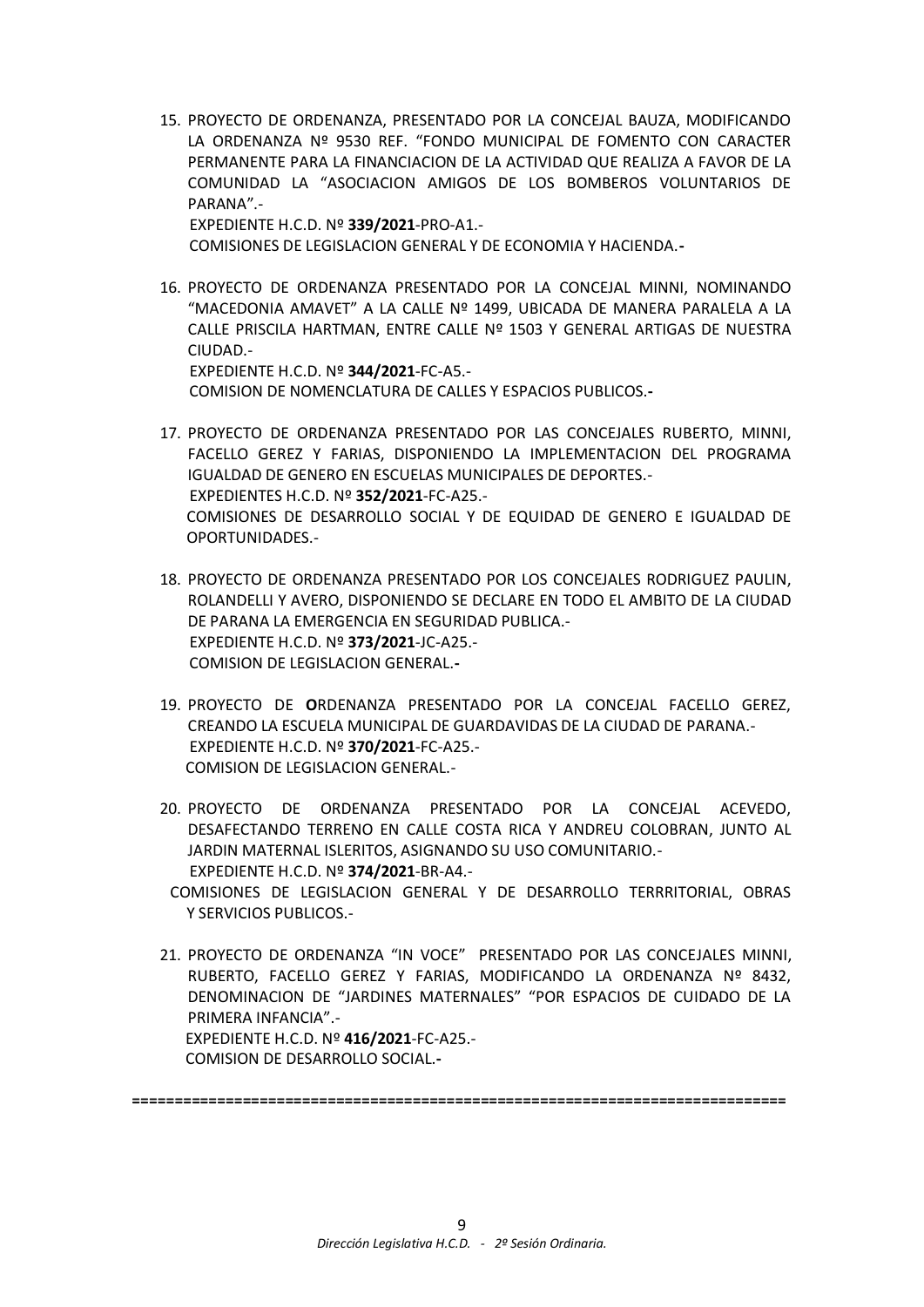15. PROYECTO DE ORDENANZA, PRESENTADO POR LA CONCEJAL BAUZA, MODIFICANDO LA ORDENANZA Nº 9530 REF. "FONDO MUNICIPAL DE FOMENTO CON CARACTER PERMANENTE PARA LA FINANCIACION DE LA ACTIVIDAD QUE REALIZA A FAVOR DE LA COMUNIDAD LA "ASOCIACION AMIGOS DE LOS BOMBEROS VOLUNTARIOS DE PARANA".-
    EXPEDIENTE H.C.D. Nº **339/2021**-PRO-A1.-
    COMISIONES DE LEGISLACION GENERAL Y DE ECONOMIA Y HACIENDA.**-**

16. PROYECTO DE ORDENANZA PRESENTADO POR LA CONCEJAL MINNI, NOMINANDO "MACEDONIA AMAVET" A LA CALLE Nº 1499, UBICADA DE MANERA PARALELA A LA CALLE PRISCILA HARTMAN, ENTRE CALLE Nº 1503 Y GENERAL ARTIGAS DE NUESTRA CIUDAD.-
    EXPEDIENTE H.C.D. Nº **344/2021**-FC-A5.-
    COMISION DE NOMENCLATURA DE CALLES Y ESPACIOS PUBLICOS.**-**

17. PROYECTO DE ORDENANZA PRESENTADO POR LAS CONCEJALES RUBERTO, MINNI, FACELLO GEREZ Y FARIAS, DISPONIENDO LA IMPLEMENTACION DEL PROGRAMA IGUALDAD DE GENERO EN ESCUELAS MUNICIPALES DE DEPORTES.-
    EXPEDIENTES H.C.D. Nº **352/2021**-FC-A25.-
    COMISIONES DE DESARROLLO SOCIAL Y DE EQUIDAD DE GENERO E IGUALDAD DE OPORTUNIDADES.-

18. PROYECTO DE ORDENANZA PRESENTADO POR LOS CONCEJALES RODRIGUEZ PAULIN, ROLANDELLI Y AVERO, DISPONIENDO SE DECLARE EN TODO EL AMBITO DE LA CIUDAD DE PARANA LA EMERGENCIA EN SEGURIDAD PUBLICA.-
    EXPEDIENTE H.C.D. Nº **373/2021**-JC-A25.-
    COMISION DE LEGISLACION GENERAL.**-**

19. PROYECTO DE **O**RDENANZA PRESENTADO POR LA CONCEJAL FACELLO GEREZ, CREANDO LA ESCUELA MUNICIPAL DE GUARDAVIDAS DE LA CIUDAD DE PARANA.-
    EXPEDIENTE H.C.D. Nº **370/2021**-FC-A25.-
    COMISION DE LEGISLACION GENERAL.-

20. PROYECTO DE ORDENANZA PRESENTADO POR LA CONCEJAL ACEVEDO, DESAFECTANDO TERRENO EN CALLE COSTA RICA Y ANDREU COLOBRAN, JUNTO AL JARDIN MATERNAL ISLERITOS, ASIGNANDO SU USO COMUNITARIO.-
    EXPEDIENTE H.C.D. Nº **374/2021**-BR-A4.-
    COMISIONES DE LEGISLACION GENERAL Y DE DESARROLLO TERRRITORIAL, OBRAS Y SERVICIOS PUBLICOS.-

21. PROYECTO DE ORDENANZA "IN VOCE" PRESENTADO POR LAS CONCEJALES MINNI, RUBERTO, FACELLO GEREZ Y FARIAS, MODIFICANDO LA ORDENANZA Nº 8432, DENOMINACION DE "JARDINES MATERNALES" "POR ESPACIOS DE CUIDADO DE LA PRIMERA INFANCIA".-
    EXPEDIENTE H.C.D. Nº **416/2021**-FC-A25.-
    COMISION DE DESARROLLO SOCIAL.**-**

==========================================================================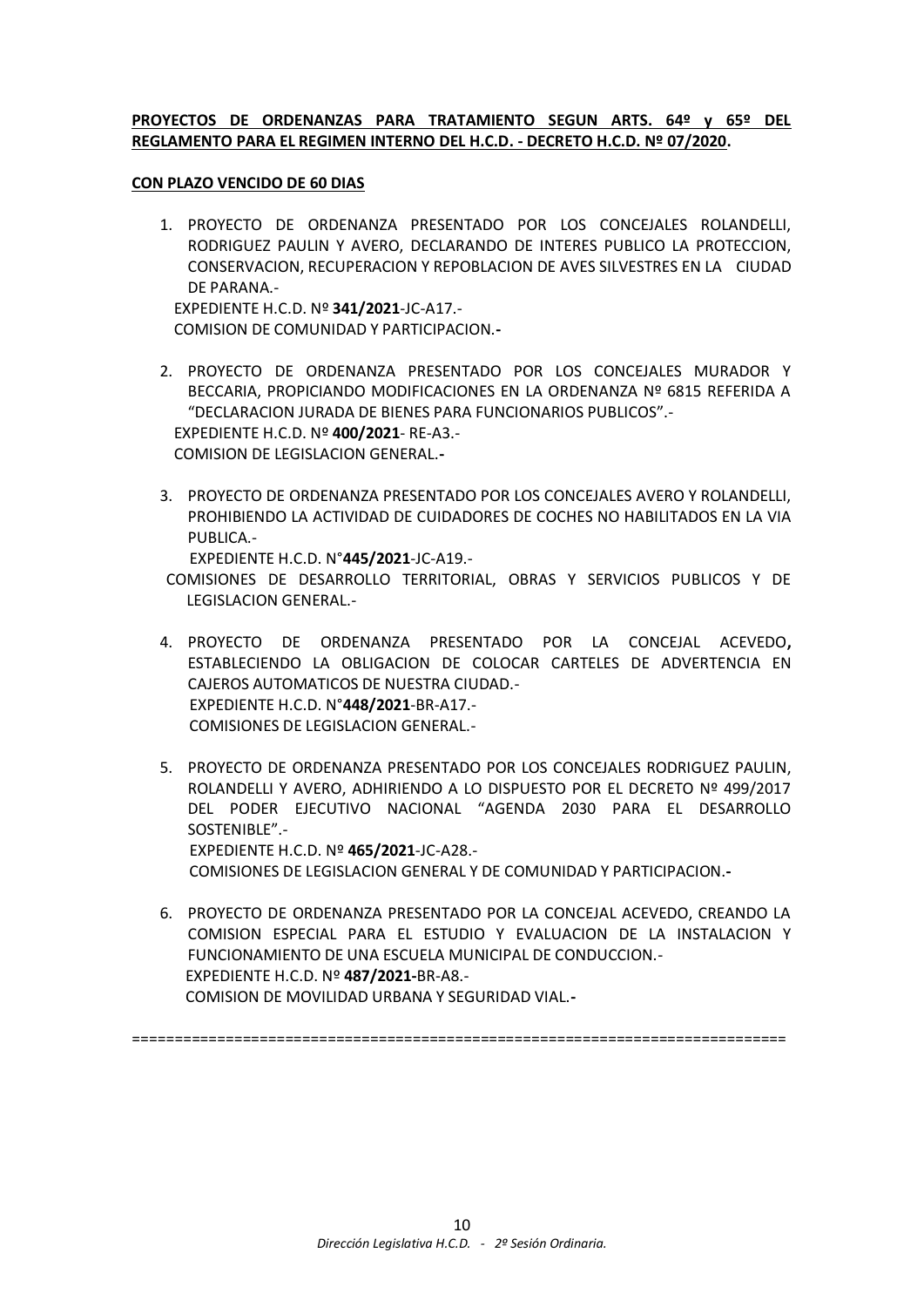**PROYECTOS DE ORDENANZAS PARA TRATAMIENTO SEGUN ARTS. 64º y 65º DEL REGLAMENTO PARA EL REGIMEN INTERNO DEL H.C.D. - DECRETO H.C.D. Nº 07/2020.**

**CON PLAZO VENCIDO DE 60 DIAS**

1. PROYECTO DE ORDENANZA PRESENTADO POR LOS CONCEJALES ROLANDELLI, RODRIGUEZ PAULIN Y AVERO, DECLARANDO DE INTERES PUBLICO LA PROTECCION, CONSERVACION, RECUPERACION Y REPOBLACION DE AVES SILVESTRES EN LA CIUDAD DE PARANA.-
   EXPEDIENTE H.C.D. Nº **341/2021**-JC-A17.-
   COMISION DE COMUNIDAD Y PARTICIPACION.**-**

2. PROYECTO DE ORDENANZA PRESENTADO POR LOS CONCEJALES MURADOR Y BECCARIA, PROPICIANDO MODIFICACIONES EN LA ORDENANZA Nº 6815 REFERIDA A "DECLARACION JURADA DE BIENES PARA FUNCIONARIOS PUBLICOS".-
   EXPEDIENTE H.C.D. Nº **400/2021**- RE-A3.-
   COMISION DE LEGISLACION GENERAL.**-**

3. PROYECTO DE ORDENANZA PRESENTADO POR LOS CONCEJALES AVERO Y ROLANDELLI, PROHIBIENDO LA ACTIVIDAD DE CUIDADORES DE COCHES NO HABILITADOS EN LA VIA PUBLICA.-
   EXPEDIENTE H.C.D. N°**445/2021**-JC-A19.-
   COMISIONES DE DESARROLLO TERRITORIAL, OBRAS Y SERVICIOS PUBLICOS Y DE LEGISLACION GENERAL.-

4. PROYECTO DE ORDENANZA PRESENTADO POR LA CONCEJAL ACEVEDO**,** ESTABLECIENDO LA OBLIGACION DE COLOCAR CARTELES DE ADVERTENCIA EN CAJEROS AUTOMATICOS DE NUESTRA CIUDAD.-
   EXPEDIENTE H.C.D. N°**448/2021**-BR-A17.-
   COMISIONES DE LEGISLACION GENERAL.-

5. PROYECTO DE ORDENANZA PRESENTADO POR LOS CONCEJALES RODRIGUEZ PAULIN, ROLANDELLI Y AVERO, ADHIRIENDO A LO DISPUESTO POR EL DECRETO Nº 499/2017 DEL PODER EJECUTIVO NACIONAL "AGENDA 2030 PARA EL DESARROLLO SOSTENIBLE".-
   EXPEDIENTE H.C.D. Nº **465/2021**-JC-A28.-
   COMISIONES DE LEGISLACION GENERAL Y DE COMUNIDAD Y PARTICIPACION.**-**

6. PROYECTO DE ORDENANZA PRESENTADO POR LA CONCEJAL ACEVEDO, CREANDO LA COMISION ESPECIAL PARA EL ESTUDIO Y EVALUACION DE LA INSTALACION Y FUNCIONAMIENTO DE UNA ESCUELA MUNICIPAL DE CONDUCCION.-
   EXPEDIENTE H.C.D. Nº **487/2021-**BR-A8.-
   COMISION DE MOVILIDAD URBANA Y SEGURIDAD VIAL.**-**

==========================================================================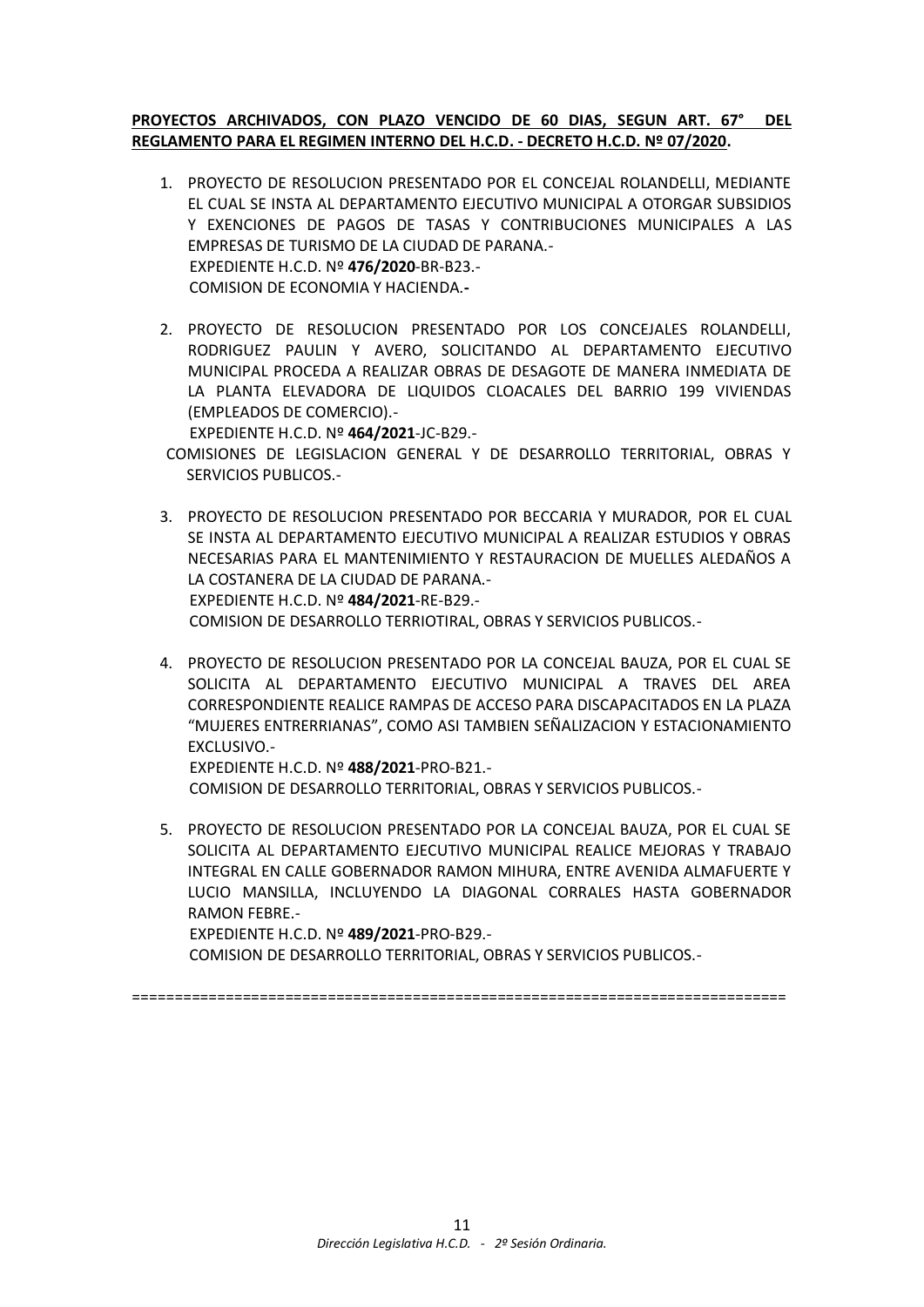**PROYECTOS ARCHIVADOS, CON PLAZO VENCIDO DE 60 DIAS, SEGUN ART. 67° DEL REGLAMENTO PARA EL REGIMEN INTERNO DEL H.C.D. - DECRETO H.C.D. Nº 07/2020.**

1. PROYECTO DE RESOLUCION PRESENTADO POR EL CONCEJAL ROLANDELLI, MEDIANTE EL CUAL SE INSTA AL DEPARTAMENTO EJECUTIVO MUNICIPAL A OTORGAR SUBSIDIOS Y EXENCIONES DE PAGOS DE TASAS Y CONTRIBUCIONES MUNICIPALES A LAS EMPRESAS DE TURISMO DE LA CIUDAD DE PARANA.-
   EXPEDIENTE H.C.D. Nº **476/2020**-BR-B23.-
   COMISION DE ECONOMIA Y HACIENDA.**-**

2. PROYECTO DE RESOLUCION PRESENTADO POR LOS CONCEJALES ROLANDELLI, RODRIGUEZ PAULIN Y AVERO, SOLICITANDO AL DEPARTAMENTO EJECUTIVO MUNICIPAL PROCEDA A REALIZAR OBRAS DE DESAGOTE DE MANERA INMEDIATA DE LA PLANTA ELEVADORA DE LIQUIDOS CLOACALES DEL BARRIO 199 VIVIENDAS (EMPLEADOS DE COMERCIO).-
   EXPEDIENTE H.C.D. Nº **464/2021**-JC-B29.-
   COMISIONES DE LEGISLACION GENERAL Y DE DESARROLLO TERRITORIAL, OBRAS Y SERVICIOS PUBLICOS.-

3. PROYECTO DE RESOLUCION PRESENTADO POR BECCARIA Y MURADOR, POR EL CUAL SE INSTA AL DEPARTAMENTO EJECUTIVO MUNICIPAL A REALIZAR ESTUDIOS Y OBRAS NECESARIAS PARA EL MANTENIMIENTO Y RESTAURACION DE MUELLES ALEDAÑOS A LA COSTANERA DE LA CIUDAD DE PARANA.-
   EXPEDIENTE H.C.D. Nº **484/2021**-RE-B29.-
   COMISION DE DESARROLLO TERRIOTIRAL, OBRAS Y SERVICIOS PUBLICOS.-

4. PROYECTO DE RESOLUCION PRESENTADO POR LA CONCEJAL BAUZA, POR EL CUAL SE SOLICITA AL DEPARTAMENTO EJECUTIVO MUNICIPAL A TRAVES DEL AREA CORRESPONDIENTE REALICE RAMPAS DE ACCESO PARA DISCAPACITADOS EN LA PLAZA "MUJERES ENTRERRIANAS", COMO ASI TAMBIEN SEÑALIZACION Y ESTACIONAMIENTO EXCLUSIVO.-
   EXPEDIENTE H.C.D. Nº **488/2021**-PRO-B21.-
   COMISION DE DESARROLLO TERRITORIAL, OBRAS Y SERVICIOS PUBLICOS.-

5. PROYECTO DE RESOLUCION PRESENTADO POR LA CONCEJAL BAUZA, POR EL CUAL SE SOLICITA AL DEPARTAMENTO EJECUTIVO MUNICIPAL REALICE MEJORAS Y TRABAJO INTEGRAL EN CALLE GOBERNADOR RAMON MIHURA, ENTRE AVENIDA ALMAFUERTE Y LUCIO MANSILLA, INCLUYENDO LA DIAGONAL CORRALES HASTA GOBERNADOR RAMON FEBRE.-
   EXPEDIENTE H.C.D. Nº **489/2021**-PRO-B29.-
   COMISION DE DESARROLLO TERRITORIAL, OBRAS Y SERVICIOS PUBLICOS.-

==========================================================================